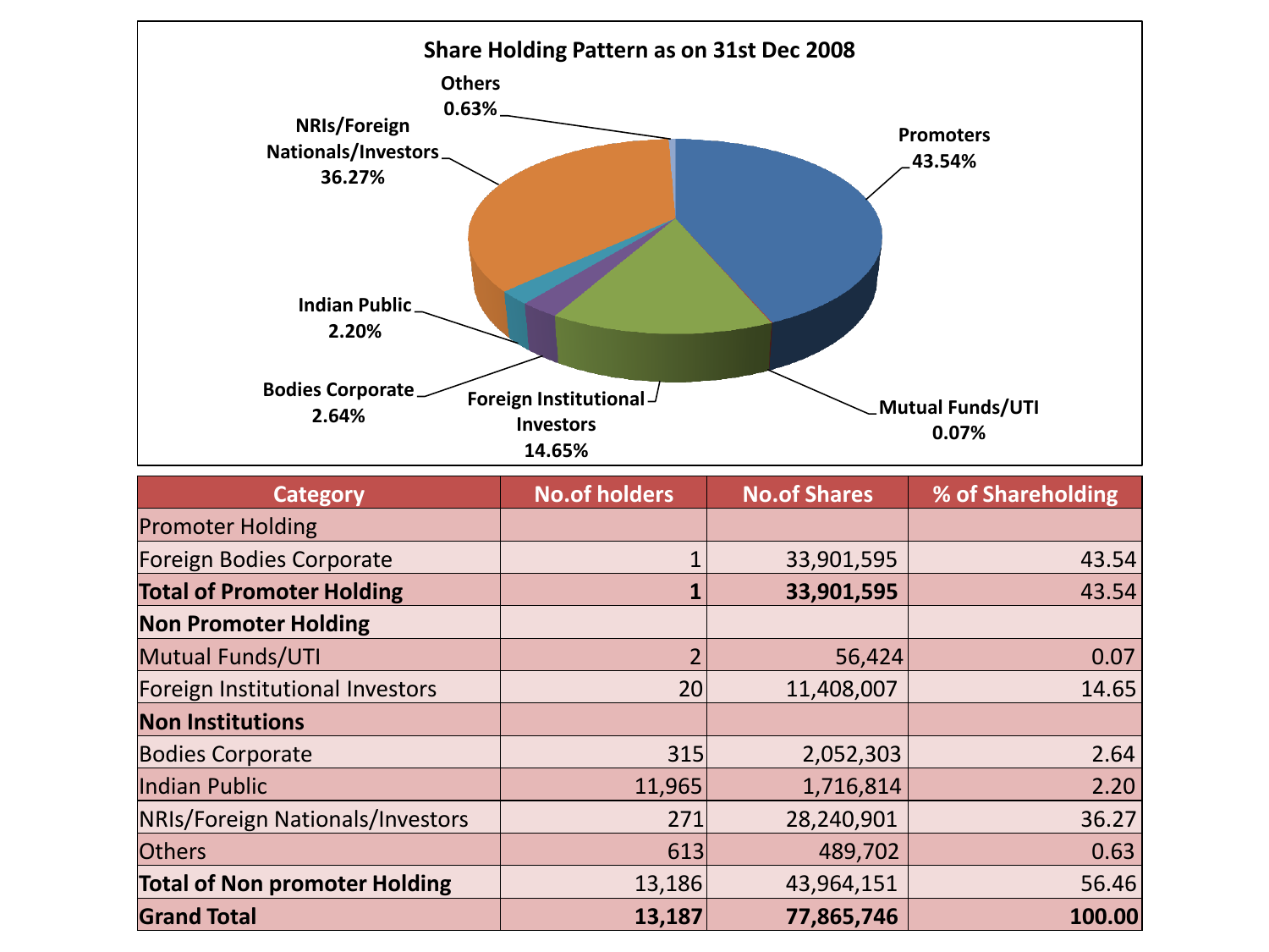## Share Holding Pattern as on 31st Dec 2008

| Category | No.of holders | No.of Shares | % of Shareholding |
| --- | --- | --- | --- |
| Promoter Holding | | | |
| Foreign Bodies Corporate | 1 | 33,901,595 | 43.54 |
| **Total of Promoter Holding** | **1** | **33,901,595** | 43.54 |
| **Non Promoter Holding** | | | |
| Mutual Funds/UTI | 2 | 56,424 | 0.07 |
| Foreign Institutional Investors | 20 | 11,408,007 | 14.65 |
| **Non Institutions** | | | |
| Bodies Corporate | 315 | 2,052,303 | 2.64 |
| Indian Public | 11,965 | 1,716,814 | 2.20 |
| NRIs/Foreign Nationals/Investors | 271 | 28,240,901 | 36.27 |
| Others | 613 | 489,702 | 0.63 |
| **Total of Non promoter Holding** | 13,186 | 43,964,151 | 56.46 |
| **Grand Total** | **13,187** | **77,865,746** | **100.00** |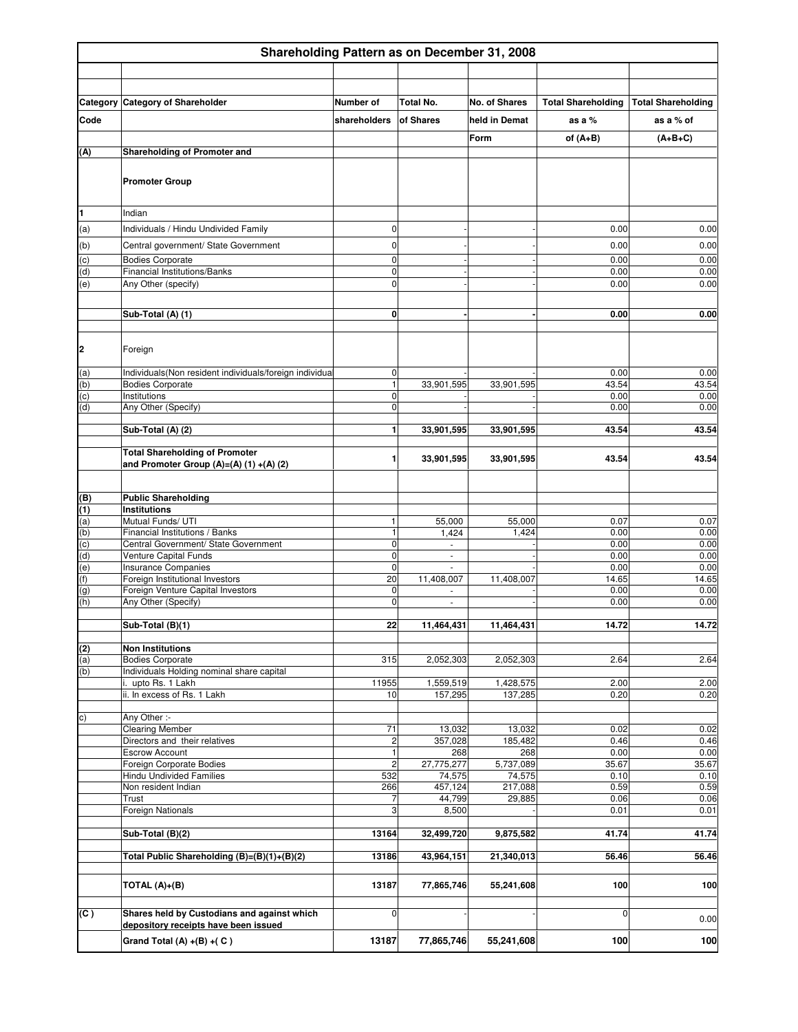# Shareholding Pattern as on December 31, 2008

| Category Code | Category of Shareholder | Number of shareholders | Total No. of Shares | No. of Shares held in Demat Form | Total Shareholding as a % of (A+B) | Total Shareholding as a % of (A+B+C) |
|---|---|---|---|---|---|---|
| **(A)** | **Shareholding of Promoter and Promoter Group** | | | | | |
| **1** | Indian | | | | | |
| (a) | Individuals / Hindu Undivided Family | 0 | - | - | 0.00 | 0.00 |
| (b) | Central government/ State Government | 0 | - | - | 0.00 | 0.00 |
| (c) | Bodies Corporate | 0 | - | - | 0.00 | 0.00 |
| (d) | Financial Institutions/Banks | 0 | - | - | 0.00 | 0.00 |
| (e) | Any Other (specify) | 0 | - | - | 0.00 | 0.00 |
| | **Sub-Total (A) (1)** | **0** | **-** | **-** | **0.00** | **0.00** |
| **2** | Foreign | | | | | |
| (a) | Individuals(Non resident individuals/foreign individua | 0 | - | - | 0.00 | 0.00 |
| (b) | Bodies Corporate | 1 | 33,901,595 | 33,901,595 | 43.54 | 43.54 |
| (c) | Institutions | 0 | - | - | 0.00 | 0.00 |
| (d) | Any Other (Specify) | 0 | - | - | 0.00 | 0.00 |
| | **Sub-Total (A) (2)** | **1** | **33,901,595** | **33,901,595** | **43.54** | **43.54** |
| | **Total Shareholding of Promoter and Promoter Group (A)=(A) (1) +(A) (2)** | **1** | **33,901,595** | **33,901,595** | **43.54** | **43.54** |
| **(B)** | **Public Shareholding** | | | | | |
| **(1)** | **Institutions** | | | | | |
| (a) | Mutual Funds/ UTI | 1 | 55,000 | 55,000 | 0.07 | 0.07 |
| (b) | Financial Institutions / Banks | 1 | 1,424 | 1,424 | 0.00 | 0.00 |
| (c) | Central Government/ State Government | 0 | - | - | 0.00 | 0.00 |
| (d) | Venture Capital Funds | 0 | - | - | 0.00 | 0.00 |
| (e) | Insurance Companies | 0 | - | - | 0.00 | 0.00 |
| (f) | Foreign Institutional Investors | 20 | 11,408,007 | 11,408,007 | 14.65 | 14.65 |
| (g) | Foreign Venture Capital Investors | 0 | - | - | 0.00 | 0.00 |
| (h) | Any Other (Specify) | 0 | - | - | 0.00 | 0.00 |
| | **Sub-Total (B)(1)** | **22** | **11,464,431** | **11,464,431** | **14.72** | **14.72** |
| **(2)** | **Non Institutions** | | | | | |
| (a) | Bodies Corporate | 315 | 2,052,303 | 2,052,303 | 2.64 | 2.64 |
| (b) | Individuals Holding nominal share capital | | | | | |
| | i. upto Rs. 1 Lakh | 11955 | 1,559,519 | 1,428,575 | 2.00 | 2.00 |
| | ii. In excess of Rs. 1 Lakh | 10 | 157,295 | 137,285 | 0.20 | 0.20 |
| c) | Any Other :- | | | | | |
| | Clearing Member | 71 | 13,032 | 13,032 | 0.02 | 0.02 |
| | Directors and their relatives | 2 | 357,028 | 185,482 | 0.46 | 0.46 |
| | Escrow Account | 1 | 268 | 268 | 0.00 | 0.00 |
| | Foreign Corporate Bodies | 2 | 27,775,277 | 5,737,089 | 35.67 | 35.67 |
| | Hindu Undivided Families | 532 | 74,575 | 74,575 | 0.10 | 0.10 |
| | Non resident Indian | 266 | 457,124 | 217,088 | 0.59 | 0.59 |
| | Trust | 7 | 44,799 | 29,885 | 0.06 | 0.06 |
| | Foreign Nationals | 3 | 8,500 | - | 0.01 | 0.01 |
| | **Sub-Total (B)(2)** | **13164** | **32,499,720** | **9,875,582** | **41.74** | **41.74** |
| | **Total Public Shareholding (B)=(B)(1)+(B)(2)** | **13186** | **43,964,151** | **21,340,013** | **56.46** | **56.46** |
| | **TOTAL (A)+(B)** | **13187** | **77,865,746** | **55,241,608** | **100** | **100** |
| **(C )** | **Shares held by Custodians and against which depository receipts have been issued** | 0 | - | - | 0 | 0.00 |
| | **Grand Total (A) +(B) +( C )** | **13187** | **77,865,746** | **55,241,608** | **100** | **100** |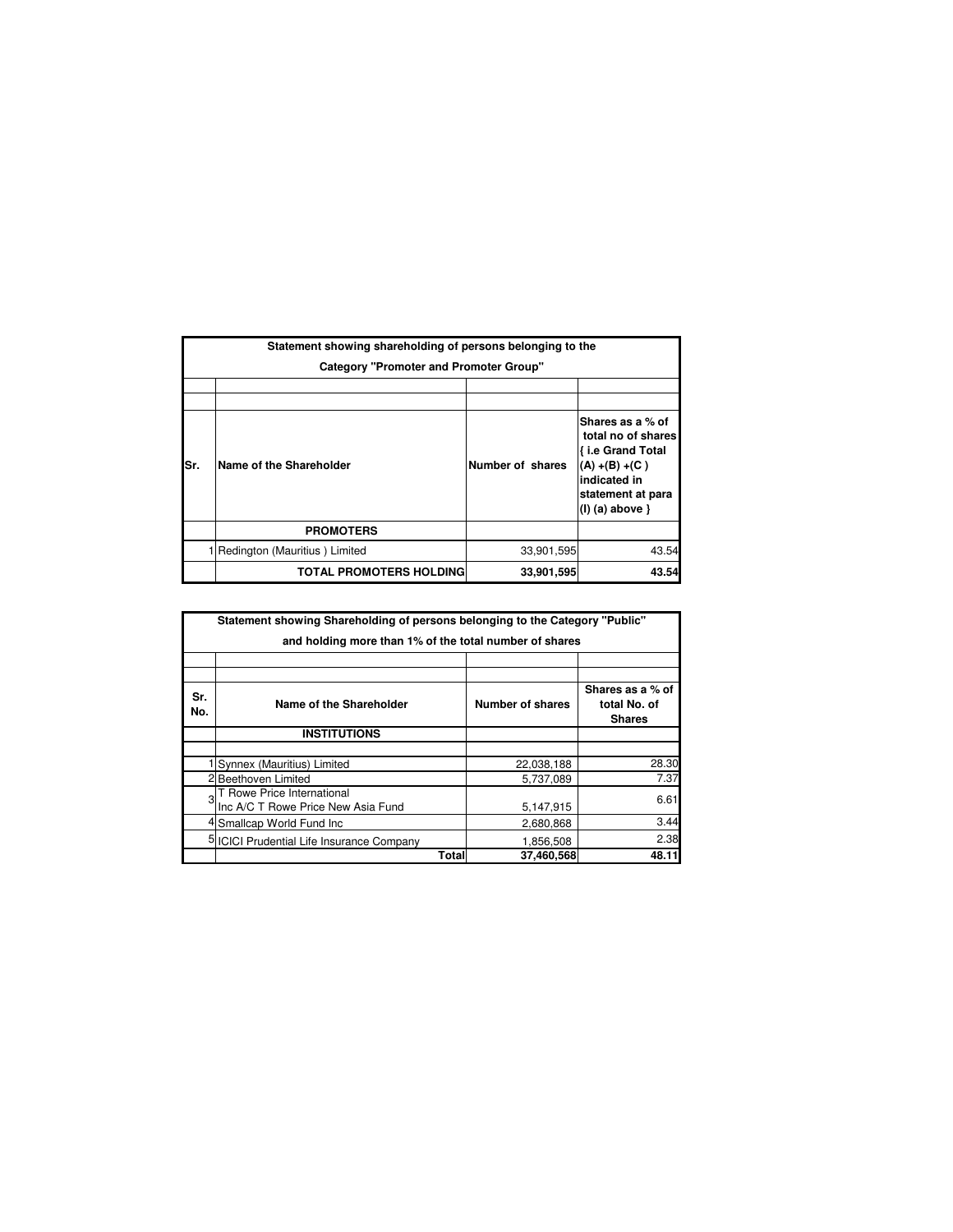| Statement showing shareholding of persons belonging to the Category "Promoter and Promoter Group" | | | |
|---|---|---|---|
| Sr. | Name of the Shareholder | Number of shares | Shares as a % of total no of shares { i.e Grand Total (A) +(B) +(C ) indicated in statement at para (I) (a) above } |
| | **PROMOTERS** | | |
| 1 | Redington (Mauritius ) Limited | 33,901,595 | 43.54 |
| | **TOTAL PROMOTERS HOLDING** | **33,901,595** | **43.54** |

| Statement showing Shareholding of persons belonging to the Category "Public" and holding more than 1% of the total number of shares | | | |
|---|---|---|---|
| Sr. No. | Name of the Shareholder | Number of shares | Shares as a % of total No. of Shares |
| | **INSTITUTIONS** | | |
| 1 | Synnex (Mauritius) Limited | 22,038,188 | 28.30 |
| 2 | Beethoven Limited | 5,737,089 | 7.37 |
| 3 | T Rowe Price International Inc A/C T Rowe Price New Asia Fund | 5,147,915 | 6.61 |
| 4 | Smallcap World Fund Inc | 2,680,868 | 3.44 |
| 5 | ICICI Prudential Life Insurance Company | 1,856,508 | 2.38 |
| | **Total** | **37,460,568** | **48.11** |